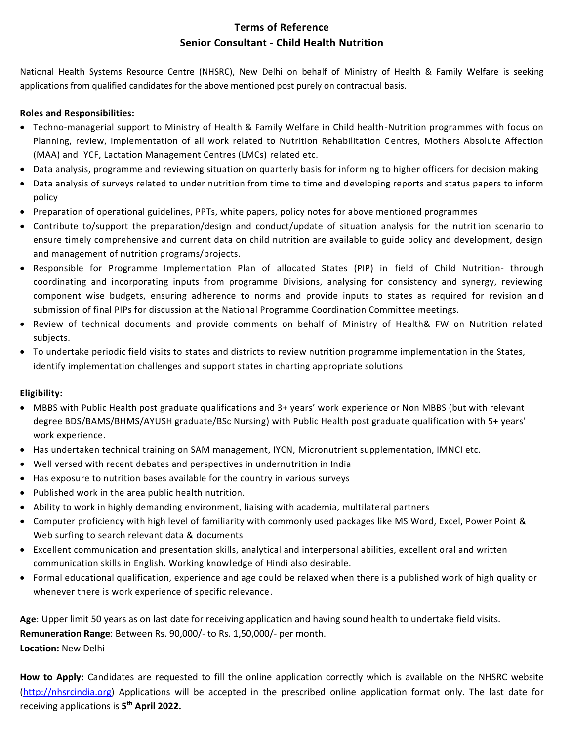# Terms of Reference
## Senior Consultant - Child Health Nutrition

National Health Systems Resource Centre (NHSRC), New Delhi on behalf of Ministry of Health & Family Welfare is seeking applications from qualified candidates for the above mentioned post purely on contractual basis.

**Roles and Responsibilities:**

- Techno-managerial support to Ministry of Health & Family Welfare in Child health-Nutrition programmes with focus on Planning, review, implementation of all work related to Nutrition Rehabilitation Centres, Mothers Absolute Affection (MAA) and IYCF, Lactation Management Centres (LMCs) related etc.
- Data analysis, programme and reviewing situation on quarterly basis for informing to higher officers for decision making
- Data analysis of surveys related to under nutrition from time to time and developing reports and status papers to inform policy
- Preparation of operational guidelines, PPTs, white papers, policy notes for above mentioned programmes
- Contribute to/support the preparation/design and conduct/update of situation analysis for the nutrition scenario to ensure timely comprehensive and current data on child nutrition are available to guide policy and development, design and management of nutrition programs/projects.
- Responsible for Programme Implementation Plan of allocated States (PIP) in field of Child Nutrition- through coordinating and incorporating inputs from programme Divisions, analysing for consistency and synergy, reviewing component wise budgets, ensuring adherence to norms and provide inputs to states as required for revision and submission of final PIPs for discussion at the National Programme Coordination Committee meetings.
- Review of technical documents and provide comments on behalf of Ministry of Health& FW on Nutrition related subjects.
- To undertake periodic field visits to states and districts to review nutrition programme implementation in the States, identify implementation challenges and support states in charting appropriate solutions

**Eligibility:**

- MBBS with Public Health post graduate qualifications and 3+ years' work experience or Non MBBS (but with relevant degree BDS/BAMS/BHMS/AYUSH graduate/BSc Nursing) with Public Health post graduate qualification with 5+ years' work experience.
- Has undertaken technical training on SAM management, IYCN, Micronutrient supplementation, IMNCI etc.
- Well versed with recent debates and perspectives in undernutrition in India
- Has exposure to nutrition bases available for the country in various surveys
- Published work in the area public health nutrition.
- Ability to work in highly demanding environment, liaising with academia, multilateral partners
- Computer proficiency with high level of familiarity with commonly used packages like MS Word, Excel, Power Point & Web surfing to search relevant data & documents
- Excellent communication and presentation skills, analytical and interpersonal abilities, excellent oral and written communication skills in English. Working knowledge of Hindi also desirable.
- Formal educational qualification, experience and age could be relaxed when there is a published work of high quality or whenever there is work experience of specific relevance.

**Age**: Upper limit 50 years as on last date for receiving application and having sound health to undertake field visits.
**Remuneration Range**: Between Rs. 90,000/- to Rs. 1,50,000/- per month.
**Location:** New Delhi

**How to Apply:** Candidates are requested to fill the online application correctly which is available on the NHSRC website (http://nhsrcindia.org) Applications will be accepted in the prescribed online application format only. The last date for receiving applications is **5th April 2022.**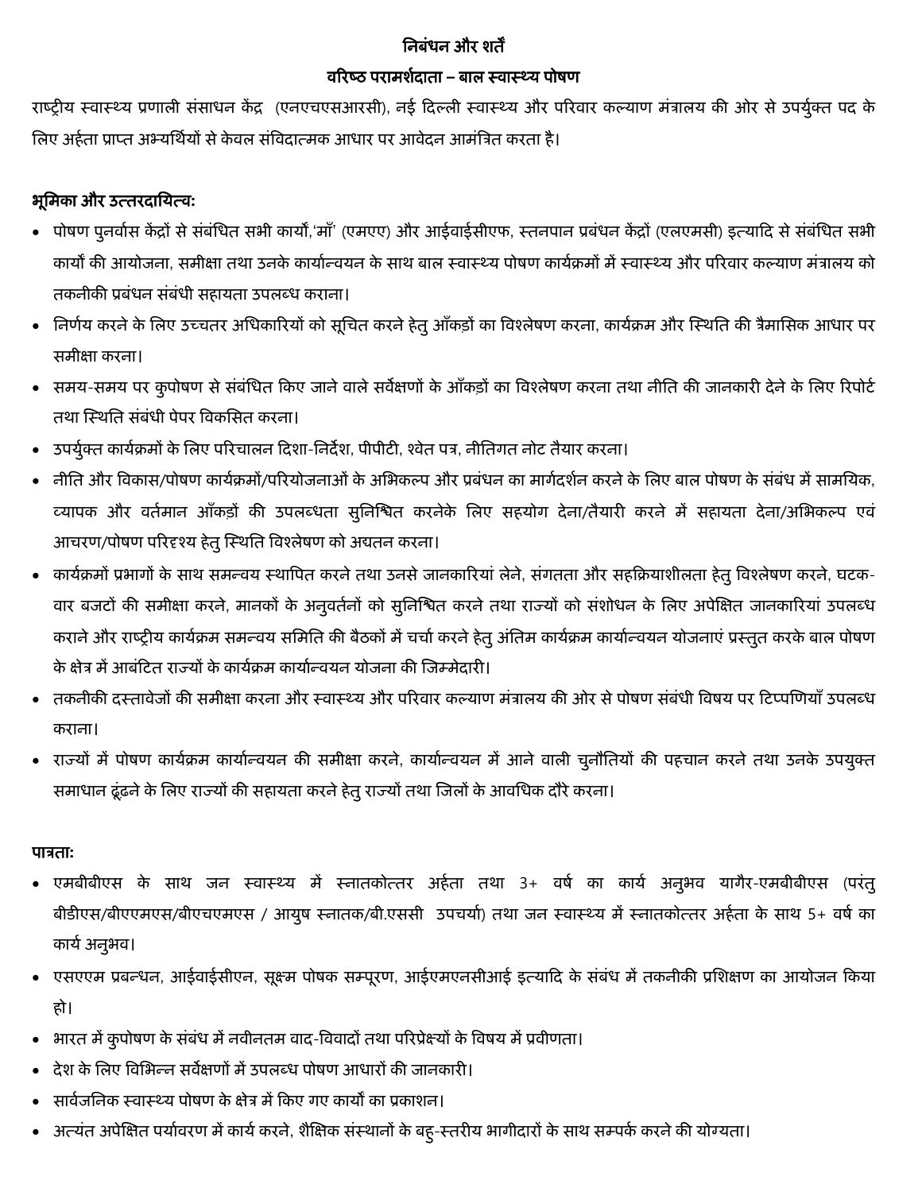**निबंधन और शर्तें**

**वरिष्ठ परामर्शदाता – बाल स्वास्थ्य पोषण**

राष्ट्रीय स्वास्थ्य प्रणाली संसाधन केंद्र (एनएचएसआरसी), नई दिल्ली स्वास्थ्य और परिवार कल्याण मंत्रालय की ओर से उपर्युक्त पद के लिए अर्हता प्राप्त अभ्यर्थियों से केवल संविदात्मक आधार पर आवेदन आमंत्रित करता है।

**भूमिका और उत्तरदायित्वः**

- पोषण पुनर्वास केंद्रों से संबंधित सभी कार्यों,'माँ' (एमएए) और आईवाईसीएफ, स्तनपान प्रबंधन केंद्रों (एलएमसी) इत्यादि से संबंधित सभी कार्यों की आयोजना, समीक्षा तथा उनके कार्यान्वयन के साथ बाल स्वास्थ्य पोषण कार्यक्रमों में स्वास्थ्य और परिवार कल्याण मंत्रालय को तकनीकी प्रबंधन संबंधी सहायता उपलब्ध कराना।
- निर्णय करने के लिए उच्चतर अधिकारियों को सूचित करने हेतु आँकड़ों का विश्लेषण करना, कार्यक्रम और स्थिति की त्रैमासिक आधार पर समीक्षा करना।
- समय-समय पर कुपोषण से संबंधित किए जाने वाले सर्वेक्षणों के आँकड़ों का विश्लेषण करना तथा नीति की जानकारी देने के लिए रिपोर्ट तथा स्थिति संबंधी पेपर विकसित करना।
- उपर्युक्त कार्यक्रमों के लिए परिचालन दिशा-निर्देश, पीपीटी, श्वेत पत्र, नीतिगत नोट तैयार करना।
- नीति और विकास/पोषण कार्यक्रमों/परियोजनाओं के अभिकल्प और प्रबंधन का मार्गदर्शन करने के लिए बाल पोषण के संबंध में सामयिक, व्यापक और वर्तमान आँकड़ों की उपलब्धता सुनिश्चित करनेके लिए सहयोग देना/तैयारी करने में सहायता देना/अभिकल्प एवं आचरण/पोषण परिदृश्य हेतु स्थिति विश्लेषण को अद्यतन करना।
- कार्यक्रमों प्रभागों के साथ समन्वय स्थापित करने तथा उनसे जानकारियां लेने, संगतता और सहक्रियाशीलता हेतु विश्लेषण करने, घटक-वार बजटों की समीक्षा करने, मानकों के अनुवर्तनों को सुनिश्चित करने तथा राज्यों को संशोधन के लिए अपेक्षित जानकारियां उपलब्ध कराने और राष्ट्रीय कार्यक्रम समन्वय समिति की बैठकों में चर्चा करने हेतु अंतिम कार्यक्रम कार्यान्वयन योजनाएं प्रस्तुत करके बाल पोषण के क्षेत्र में आबंटित राज्यों के कार्यक्रम कार्यान्वयन योजना की जिम्मेदारी।
- तकनीकी दस्तावेजों की समीक्षा करना और स्वास्थ्य और परिवार कल्याण मंत्रालय की ओर से पोषण संबंधी विषय पर टिप्पणियाँ उपलब्ध कराना।
- राज्यों में पोषण कार्यक्रम कार्यान्वयन की समीक्षा करने, कार्यान्वयन में आने वाली चुनौतियों की पहचान करने तथा उनके उपयुक्त समाधान ढूंढने के लिए राज्यों की सहायता करने हेतु राज्यों तथा जिलों के आवधिक दौरे करना।

**पात्रताः**

- एमबीबीएस के साथ जन स्वास्थ्य में स्नातकोत्तर अर्हता तथा 3+ वर्ष का कार्य अनुभव यागैर-एमबीबीएस (परंतु बीडीएस/बीएएमएस/बीएचएमएस / आयुष स्नातक/बी.एससी उपचर्या) तथा जन स्वास्थ्य में स्नातकोत्तर अर्हता के साथ 5+ वर्ष का कार्य अनुभव।
- एसएएम प्रबन्धन, आईवाईसीएन, सूक्ष्म पोषक सम्पूरण, आईएमएनसीआई इत्यादि के संबंध में तकनीकी प्रशिक्षण का आयोजन किया हो।
- भारत में कुपोषण के संबंध में नवीनतम वाद-विवादों तथा परिप्रेक्ष्यों के विषय में प्रवीणता।
- देश के लिए विभिन्न सर्वेक्षणों में उपलब्ध पोषण आधारों की जानकारी।
- सार्वजनिक स्वास्थ्य पोषण के क्षेत्र में किए गए कार्यों का प्रकाशन।
- अत्यंत अपेक्षित पर्यावरण में कार्य करने, शैक्षिक संस्थानों के बहु-स्तरीय भागीदारों के साथ सम्पर्क करने की योग्यता।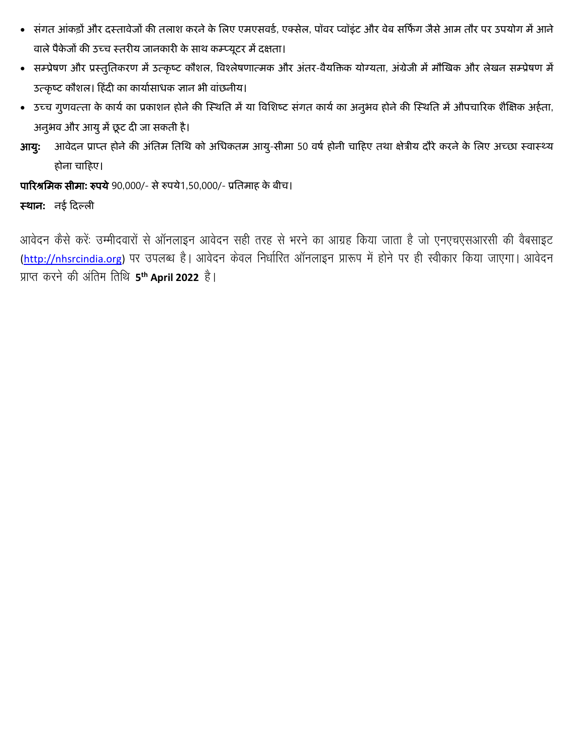- संगत आंकड़ों और दस्तावेजों की तलाश करने के लिए एमएसवर्ड, एक्सेल, पॉवर प्वॉइंट और वेब सर्फिंग जैसे आम तौर पर उपयोग में आने वाले पैकेजों की उच्च स्तरीय जानकारी के साथ कम्प्यूटर में दक्षता।
- सम्प्रेषण और प्रस्तुतिकरण में उत्कृष्ट कौशल, विश्लेषणात्मक और अंतर-वैयक्तिक योग्यता, अंग्रेजी में मौखिक और लेखन सम्प्रेषण में उत्कृष्ट कौशल। हिंदी का कार्यासाधक ज्ञान भी वांछनीय।
- उच्च गुणवत्ता के कार्य का प्रकाशन होने की स्थिति में या विशिष्ट संगत कार्य का अनुभव होने की स्थिति में औपचारिक शैक्षिक अर्हता, अनुभव और आयु में छूट दी जा सकती है।

**आयुः** आवेदन प्राप्त होने की अंतिम तिथि को अधिकतम आयु-सीमा 50 वर्ष होनी चाहिए तथा क्षेत्रीय दौरे करने के लिए अच्छा स्वास्थ्य होना चाहिए।

**पारिश्रमिक सीमाः रुपये** 90,000/- से रुपये1,50,000/- प्रतिमाह के बीच।

**स्थानः** नई दिल्ली

आवेदन कैसे करें: उम्मीदवारों से ऑनलाइन आवेदन सही तरह से भरने का आग्रह किया जाता है जो एनएचएसआरसी की वैबसाइट (http://nhsrcindia.org) पर उपलब्ध है। आवेदन केवल निर्धारित ऑनलाइन प्रारूप में होने पर ही स्वीकार किया जाएगा। आवेदन प्राप्त करने की अंतिम तिथि **5th April 2022** है।